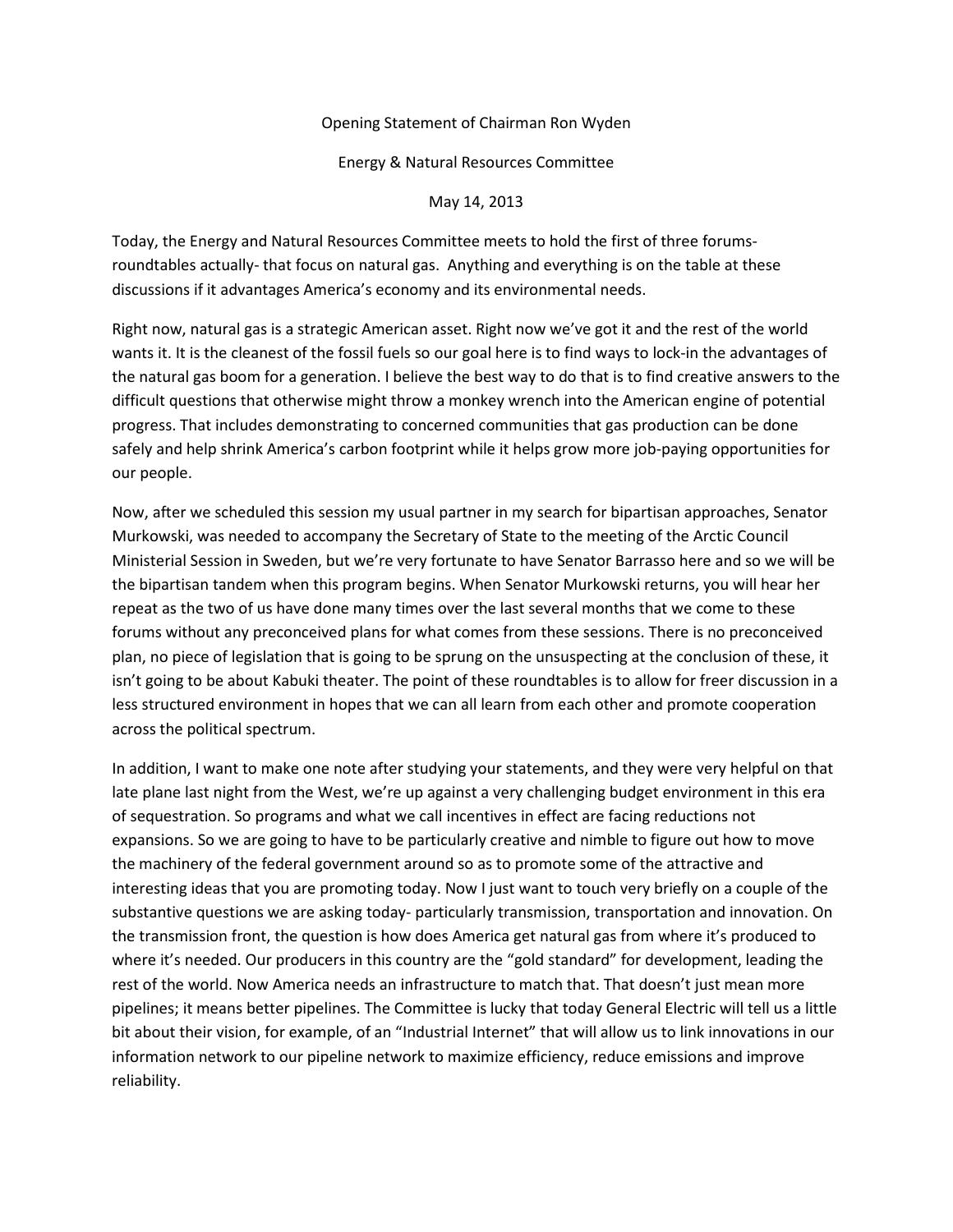Opening Statement of Chairman Ron Wyden

Energy & Natural Resources Committee

May 14, 2013

Today, the Energy and Natural Resources Committee meets to hold the first of three forums-roundtables actually- that focus on natural gas. Anything and everything is on the table at these discussions if it advantages America's economy and its environmental needs.

Right now, natural gas is a strategic American asset. Right now we've got it and the rest of the world wants it. It is the cleanest of the fossil fuels so our goal here is to find ways to lock-in the advantages of the natural gas boom for a generation. I believe the best way to do that is to find creative answers to the difficult questions that otherwise might throw a monkey wrench into the American engine of potential progress. That includes demonstrating to concerned communities that gas production can be done safely and help shrink America's carbon footprint while it helps grow more job-paying opportunities for our people.

Now, after we scheduled this session my usual partner in my search for bipartisan approaches, Senator Murkowski, was needed to accompany the Secretary of State to the meeting of the Arctic Council Ministerial Session in Sweden, but we're very fortunate to have Senator Barrasso here and so we will be the bipartisan tandem when this program begins. When Senator Murkowski returns, you will hear her repeat as the two of us have done many times over the last several months that we come to these forums without any preconceived plans for what comes from these sessions. There is no preconceived plan, no piece of legislation that is going to be sprung on the unsuspecting at the conclusion of these, it isn't going to be about Kabuki theater. The point of these roundtables is to allow for freer discussion in a less structured environment in hopes that we can all learn from each other and promote cooperation across the political spectrum.

In addition, I want to make one note after studying your statements, and they were very helpful on that late plane last night from the West, we're up against a very challenging budget environment in this era of sequestration. So programs and what we call incentives in effect are facing reductions not expansions. So we are going to have to be particularly creative and nimble to figure out how to move the machinery of the federal government around so as to promote some of the attractive and interesting ideas that you are promoting today. Now I just want to touch very briefly on a couple of the substantive questions we are asking today- particularly transmission, transportation and innovation. On the transmission front, the question is how does America get natural gas from where it's produced to where it's needed. Our producers in this country are the "gold standard" for development, leading the rest of the world. Now America needs an infrastructure to match that. That doesn't just mean more pipelines; it means better pipelines. The Committee is lucky that today General Electric will tell us a little bit about their vision, for example, of an "Industrial Internet" that will allow us to link innovations in our information network to our pipeline network to maximize efficiency, reduce emissions and improve reliability.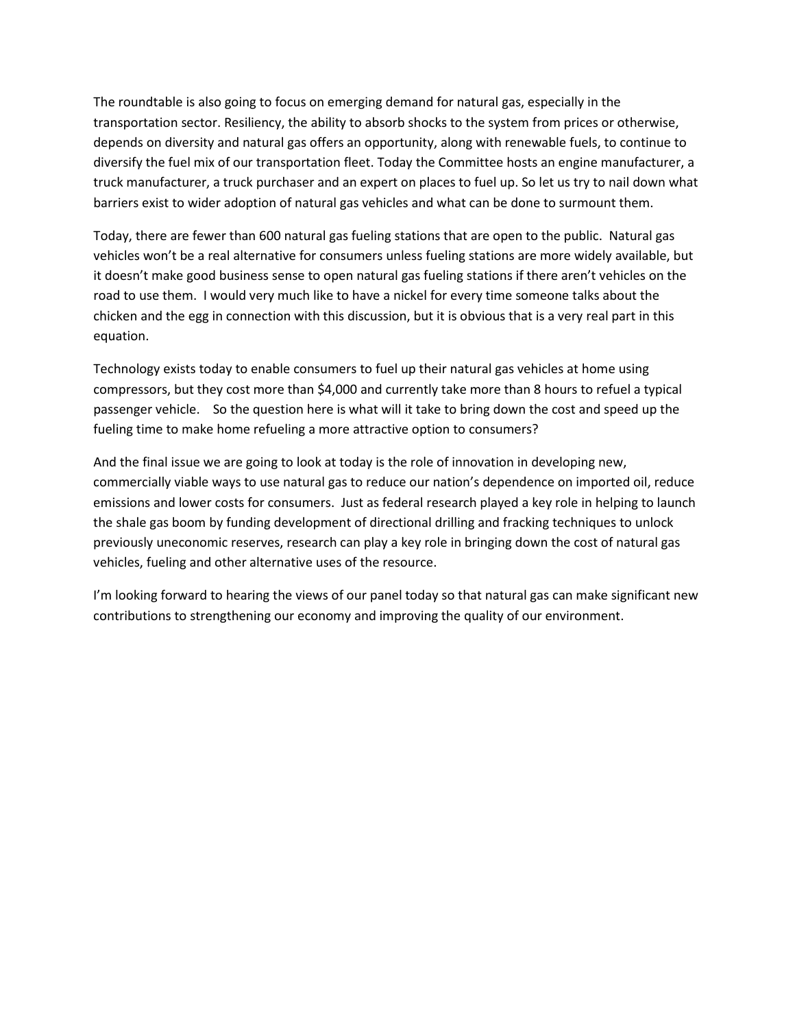The roundtable is also going to focus on emerging demand for natural gas, especially in the transportation sector. Resiliency, the ability to absorb shocks to the system from prices or otherwise, depends on diversity and natural gas offers an opportunity, along with renewable fuels, to continue to diversify the fuel mix of our transportation fleet. Today the Committee hosts an engine manufacturer, a truck manufacturer, a truck purchaser and an expert on places to fuel up. So let us try to nail down what barriers exist to wider adoption of natural gas vehicles and what can be done to surmount them.

Today, there are fewer than 600 natural gas fueling stations that are open to the public. Natural gas vehicles won't be a real alternative for consumers unless fueling stations are more widely available, but it doesn't make good business sense to open natural gas fueling stations if there aren't vehicles on the road to use them. I would very much like to have a nickel for every time someone talks about the chicken and the egg in connection with this discussion, but it is obvious that is a very real part in this equation.

Technology exists today to enable consumers to fuel up their natural gas vehicles at home using compressors, but they cost more than $4,000 and currently take more than 8 hours to refuel a typical passenger vehicle. So the question here is what will it take to bring down the cost and speed up the fueling time to make home refueling a more attractive option to consumers?

And the final issue we are going to look at today is the role of innovation in developing new, commercially viable ways to use natural gas to reduce our nation's dependence on imported oil, reduce emissions and lower costs for consumers. Just as federal research played a key role in helping to launch the shale gas boom by funding development of directional drilling and fracking techniques to unlock previously uneconomic reserves, research can play a key role in bringing down the cost of natural gas vehicles, fueling and other alternative uses of the resource.

I'm looking forward to hearing the views of our panel today so that natural gas can make significant new contributions to strengthening our economy and improving the quality of our environment.